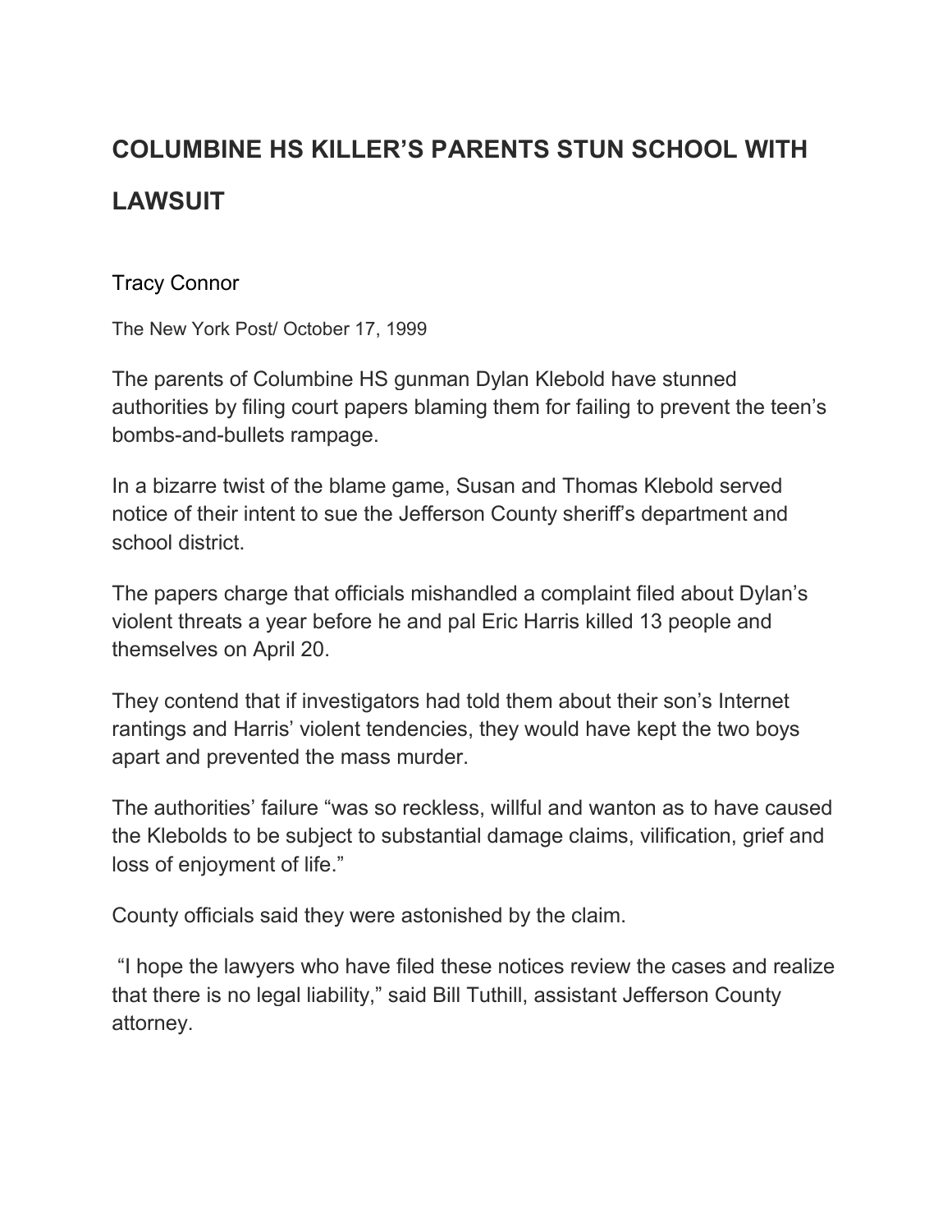# COLUMBINE HS KILLER'S PARENTS STUN SCHOOL WITH LAWSUIT

Tracy Connor

The New York Post/ October 17, 1999

The parents of Columbine HS gunman Dylan Klebold have stunned authorities by filing court papers blaming them for failing to prevent the teen's bombs-and-bullets rampage.

In a bizarre twist of the blame game, Susan and Thomas Klebold served notice of their intent to sue the Jefferson County sheriff's department and school district.

The papers charge that officials mishandled a complaint filed about Dylan's violent threats a year before he and pal Eric Harris killed 13 people and themselves on April 20.

They contend that if investigators had told them about their son's Internet rantings and Harris' violent tendencies, they would have kept the two boys apart and prevented the mass murder.

The authorities' failure "was so reckless, willful and wanton as to have caused the Klebolds to be subject to substantial damage claims, vilification, grief and loss of enjoyment of life."

County officials said they were astonished by the claim.

"I hope the lawyers who have filed these notices review the cases and realize that there is no legal liability," said Bill Tuthill, assistant Jefferson County attorney.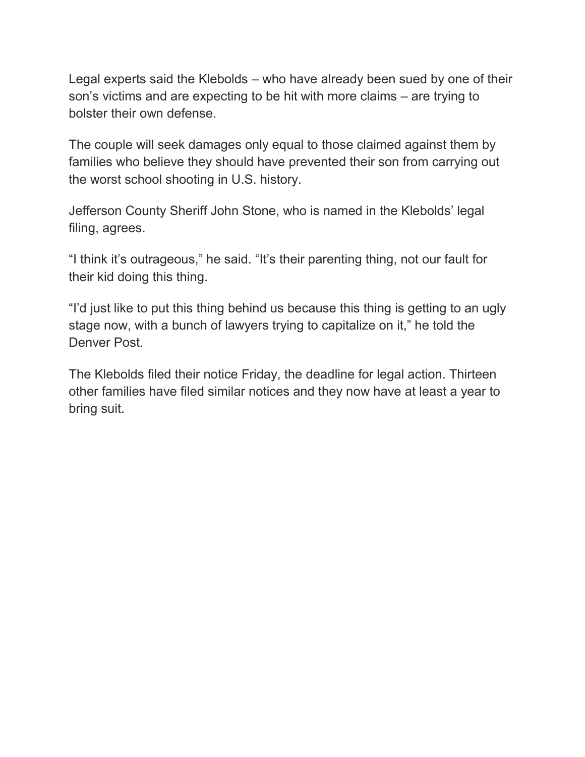Legal experts said the Klebolds – who have already been sued by one of their son's victims and are expecting to be hit with more claims – are trying to bolster their own defense.

The couple will seek damages only equal to those claimed against them by families who believe they should have prevented their son from carrying out the worst school shooting in U.S. history.

Jefferson County Sheriff John Stone, who is named in the Klebolds' legal filing, agrees.

"I think it's outrageous," he said. "It's their parenting thing, not our fault for their kid doing this thing.

"I'd just like to put this thing behind us because this thing is getting to an ugly stage now, with a bunch of lawyers trying to capitalize on it," he told the Denver Post.

The Klebolds filed their notice Friday, the deadline for legal action. Thirteen other families have filed similar notices and they now have at least a year to bring suit.